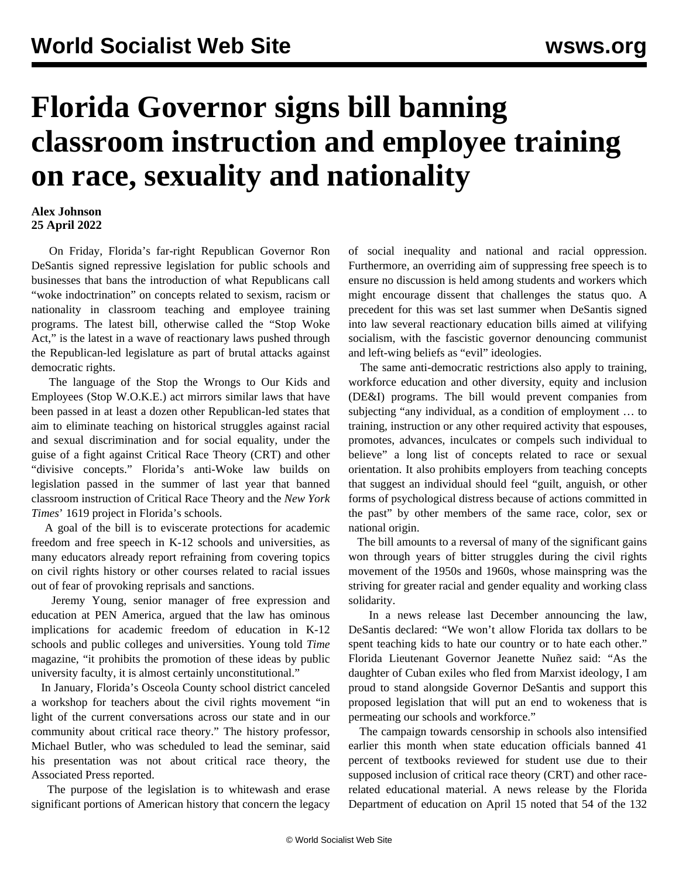# Florida Governor signs bill banning classroom instruction and employee training on race, sexuality and nationality

**Alex Johnson**
**25 April 2022**

On Friday, Florida's far-right Republican Governor Ron DeSantis signed repressive legislation for public schools and businesses that bans the introduction of what Republicans call "woke indoctrination" on concepts related to sexism, racism or nationality in classroom teaching and employee training programs. The latest bill, otherwise called the "Stop Woke Act," is the latest in a wave of reactionary laws pushed through the Republican-led legislature as part of brutal attacks against democratic rights.

The language of the Stop the Wrongs to Our Kids and Employees (Stop W.O.K.E.) act mirrors similar laws that have been passed in at least a dozen other Republican-led states that aim to eliminate teaching on historical struggles against racial and sexual discrimination and for social equality, under the guise of a fight against Critical Race Theory (CRT) and other "divisive concepts." Florida's anti-Woke law builds on legislation passed in the summer of last year that banned classroom instruction of Critical Race Theory and the *New York Times*' 1619 project in Florida's schools.

A goal of the bill is to eviscerate protections for academic freedom and free speech in K-12 schools and universities, as many educators already report refraining from covering topics on civil rights history or other courses related to racial issues out of fear of provoking reprisals and sanctions.

Jeremy Young, senior manager of free expression and education at PEN America, argued that the law has ominous implications for academic freedom of education in K-12 schools and public colleges and universities. Young told *Time* magazine, "it prohibits the promotion of these ideas by public university faculty, it is almost certainly unconstitutional."

In January, Florida's Osceola County school district canceled a workshop for teachers about the civil rights movement "in light of the current conversations across our state and in our community about critical race theory." The history professor, Michael Butler, who was scheduled to lead the seminar, said his presentation was not about critical race theory, the Associated Press reported.

The purpose of the legislation is to whitewash and erase significant portions of American history that concern the legacy of social inequality and national and racial oppression. Furthermore, an overriding aim of suppressing free speech is to ensure no discussion is held among students and workers which might encourage dissent that challenges the status quo. A precedent for this was set last summer when DeSantis signed into law several reactionary education bills aimed at vilifying socialism, with the fascistic governor denouncing communist and left-wing beliefs as "evil" ideologies.

The same anti-democratic restrictions also apply to training, workforce education and other diversity, equity and inclusion (DE&I) programs. The bill would prevent companies from subjecting "any individual, as a condition of employment … to training, instruction or any other required activity that espouses, promotes, advances, inculcates or compels such individual to believe" a long list of concepts related to race or sexual orientation. It also prohibits employers from teaching concepts that suggest an individual should feel "guilt, anguish, or other forms of psychological distress because of actions committed in the past" by other members of the same race, color, sex or national origin.

The bill amounts to a reversal of many of the significant gains won through years of bitter struggles during the civil rights movement of the 1950s and 1960s, whose mainspring was the striving for greater racial and gender equality and working class solidarity.

In a news release last December announcing the law, DeSantis declared: "We won't allow Florida tax dollars to be spent teaching kids to hate our country or to hate each other." Florida Lieutenant Governor Jeanette Nuñez said: "As the daughter of Cuban exiles who fled from Marxist ideology, I am proud to stand alongside Governor DeSantis and support this proposed legislation that will put an end to wokeness that is permeating our schools and workforce."

The campaign towards censorship in schools also intensified earlier this month when state education officials banned 41 percent of textbooks reviewed for student use due to their supposed inclusion of critical race theory (CRT) and other race-related educational material. A news release by the Florida Department of education on April 15 noted that 54 of the 132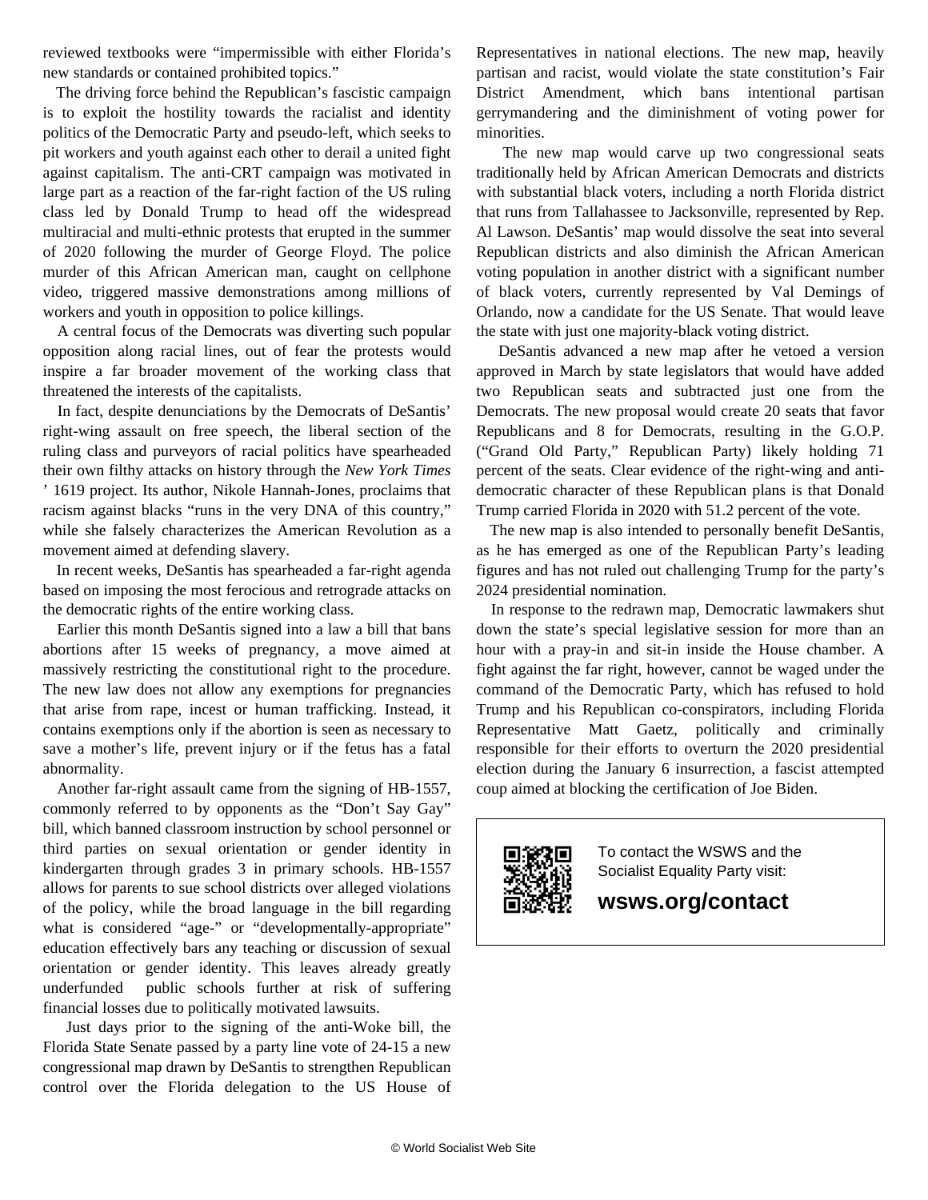reviewed textbooks were "impermissible with either Florida's new standards or contained prohibited topics."

The driving force behind the Republican's fascistic campaign is to exploit the hostility towards the racialist and identity politics of the Democratic Party and pseudo-left, which seeks to pit workers and youth against each other to derail a united fight against capitalism. The anti-CRT campaign was motivated in large part as a reaction of the far-right faction of the US ruling class led by Donald Trump to head off the widespread multiracial and multi-ethnic protests that erupted in the summer of 2020 following the murder of George Floyd. The police murder of this African American man, caught on cellphone video, triggered massive demonstrations among millions of workers and youth in opposition to police killings.

A central focus of the Democrats was diverting such popular opposition along racial lines, out of fear the protests would inspire a far broader movement of the working class that threatened the interests of the capitalists.

In fact, despite denunciations by the Democrats of DeSantis' right-wing assault on free speech, the liberal section of the ruling class and purveyors of racial politics have spearheaded their own filthy attacks on history through the *New York Times* ' 1619 project. Its author, Nikole Hannah-Jones, proclaims that racism against blacks "runs in the very DNA of this country," while she falsely characterizes the American Revolution as a movement aimed at defending slavery.

In recent weeks, DeSantis has spearheaded a far-right agenda based on imposing the most ferocious and retrograde attacks on the democratic rights of the entire working class.

Earlier this month DeSantis signed into a law a bill that bans abortions after 15 weeks of pregnancy, a move aimed at massively restricting the constitutional right to the procedure. The new law does not allow any exemptions for pregnancies that arise from rape, incest or human trafficking. Instead, it contains exemptions only if the abortion is seen as necessary to save a mother's life, prevent injury or if the fetus has a fatal abnormality.

Another far-right assault came from the signing of HB-1557, commonly referred to by opponents as the "Don't Say Gay" bill, which banned classroom instruction by school personnel or third parties on sexual orientation or gender identity in kindergarten through grades 3 in primary schools. HB-1557 allows for parents to sue school districts over alleged violations of the policy, while the broad language in the bill regarding what is considered "age-" or "developmentally-appropriate" education effectively bars any teaching or discussion of sexual orientation or gender identity. This leaves already greatly underfunded public schools further at risk of suffering financial losses due to politically motivated lawsuits.

Just days prior to the signing of the anti-Woke bill, the Florida State Senate passed by a party line vote of 24-15 a new congressional map drawn by DeSantis to strengthen Republican control over the Florida delegation to the US House of Representatives in national elections. The new map, heavily partisan and racist, would violate the state constitution's Fair District Amendment, which bans intentional partisan gerrymandering and the diminishment of voting power for minorities.

The new map would carve up two congressional seats traditionally held by African American Democrats and districts with substantial black voters, including a north Florida district that runs from Tallahassee to Jacksonville, represented by Rep. Al Lawson. DeSantis' map would dissolve the seat into several Republican districts and also diminish the African American voting population in another district with a significant number of black voters, currently represented by Val Demings of Orlando, now a candidate for the US Senate. That would leave the state with just one majority-black voting district.

DeSantis advanced a new map after he vetoed a version approved in March by state legislators that would have added two Republican seats and subtracted just one from the Democrats. The new proposal would create 20 seats that favor Republicans and 8 for Democrats, resulting in the G.O.P. ("Grand Old Party," Republican Party) likely holding 71 percent of the seats. Clear evidence of the right-wing and anti-democratic character of these Republican plans is that Donald Trump carried Florida in 2020 with 51.2 percent of the vote.

The new map is also intended to personally benefit DeSantis, as he has emerged as one of the Republican Party's leading figures and has not ruled out challenging Trump for the party's 2024 presidential nomination.

In response to the redrawn map, Democratic lawmakers shut down the state's special legislative session for more than an hour with a pray-in and sit-in inside the House chamber. A fight against the far right, however, cannot be waged under the command of the Democratic Party, which has refused to hold Trump and his Republican co-conspirators, including Florida Representative Matt Gaetz, politically and criminally responsible for their efforts to overturn the 2020 presidential election during the January 6 insurrection, a fascist attempted coup aimed at blocking the certification of Joe Biden.

To contact the WSWS and the Socialist Equality Party visit:

**wsws.org/contact**